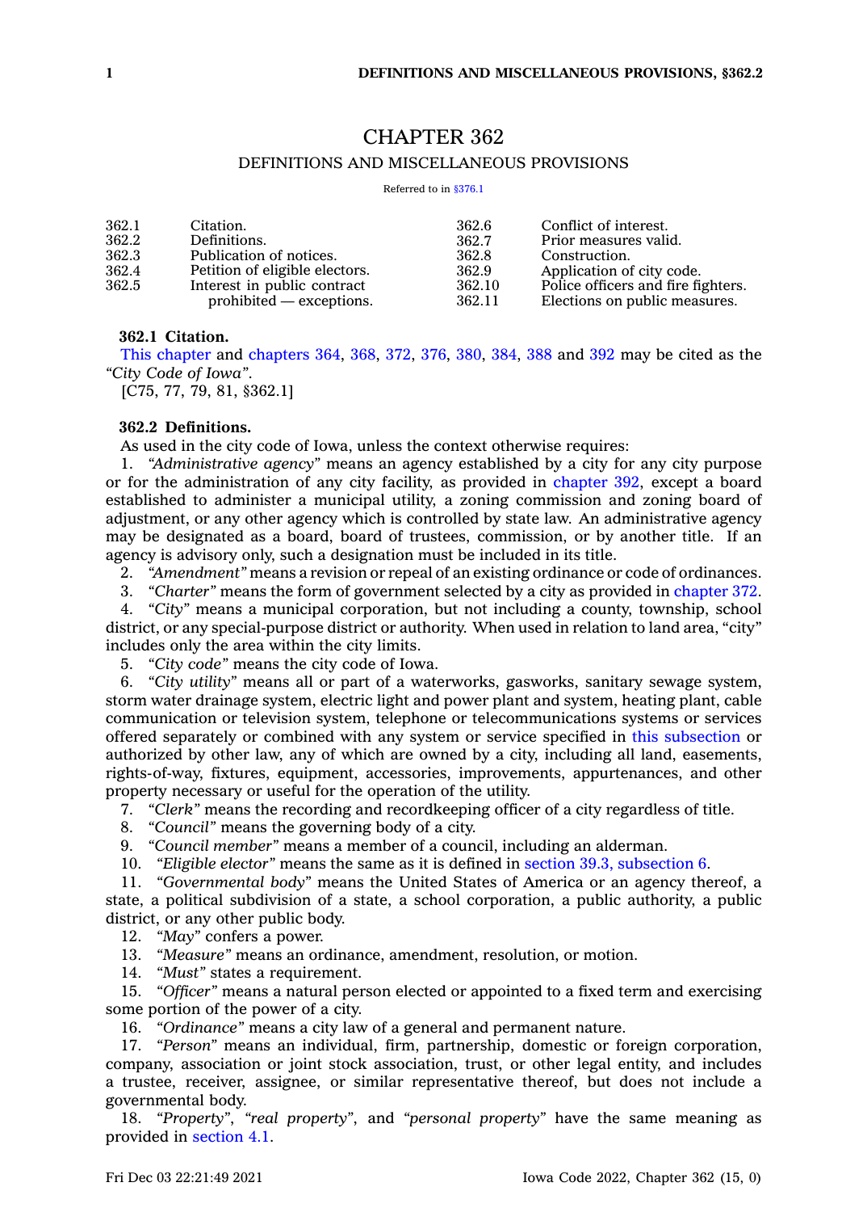# CHAPTER 362

## DEFINITIONS AND MISCELLANEOUS PROVISIONS

Referred to in §376.1

| | | | |
|---|---|---|---|
| 362.1 | Citation. | 362.6 | Conflict of interest. |
| 362.2 | Definitions. | 362.7 | Prior measures valid. |
| 362.3 | Publication of notices. | 362.8 | Construction. |
| 362.4 | Petition of eligible electors. | 362.9 | Application of city code. |
| 362.5 | Interest in public contract prohibited — exceptions. | 362.10 | Police officers and fire fighters. |
| | | 362.11 | Elections on public measures. |

**362.1 Citation.**

This chapter and chapters 364, 368, 372, 376, 380, 384, 388 and 392 may be cited as the *"City Code of Iowa"*.

[C75, 77, 79, 81, §362.1]

**362.2 Definitions.**

As used in the city code of Iowa, unless the context otherwise requires:

1. *"Administrative agency"* means an agency established by a city for any city purpose or for the administration of any city facility, as provided in chapter 392, except a board established to administer a municipal utility, a zoning commission and zoning board of adjustment, or any other agency which is controlled by state law. An administrative agency may be designated as a board, board of trustees, commission, or by another title. If an agency is advisory only, such a designation must be included in its title.
2. *"Amendment"* means a revision or repeal of an existing ordinance or code of ordinances.
3. *"Charter"* means the form of government selected by a city as provided in chapter 372.
4. *"City"* means a municipal corporation, but not including a county, township, school district, or any special-purpose district or authority. When used in relation to land area, "city" includes only the area within the city limits.
5. *"City code"* means the city code of Iowa.
6. *"City utility"* means all or part of a waterworks, gasworks, sanitary sewage system, storm water drainage system, electric light and power plant and system, heating plant, cable communication or television system, telephone or telecommunications systems or services offered separately or combined with any system or service specified in this subsection or authorized by other law, any of which are owned by a city, including all land, easements, rights-of-way, fixtures, equipment, accessories, improvements, appurtenances, and other property necessary or useful for the operation of the utility.
7. *"Clerk"* means the recording and recordkeeping officer of a city regardless of title.
8. *"Council"* means the governing body of a city.
9. *"Council member"* means a member of a council, including an alderman.
10. *"Eligible elector"* means the same as it is defined in section 39.3, subsection 6.
11. *"Governmental body"* means the United States of America or an agency thereof, a state, a political subdivision of a state, a school corporation, a public authority, a public district, or any other public body.
12. *"May"* confers a power.
13. *"Measure"* means an ordinance, amendment, resolution, or motion.
14. *"Must"* states a requirement.
15. *"Officer"* means a natural person elected or appointed to a fixed term and exercising some portion of the power of a city.
16. *"Ordinance"* means a city law of a general and permanent nature.
17. *"Person"* means an individual, firm, partnership, domestic or foreign corporation, company, association or joint stock association, trust, or other legal entity, and includes a trustee, receiver, assignee, or similar representative thereof, but does not include a governmental body.
18. *"Property"*, *"real property"*, and *"personal property"* have the same meaning as provided in section 4.1.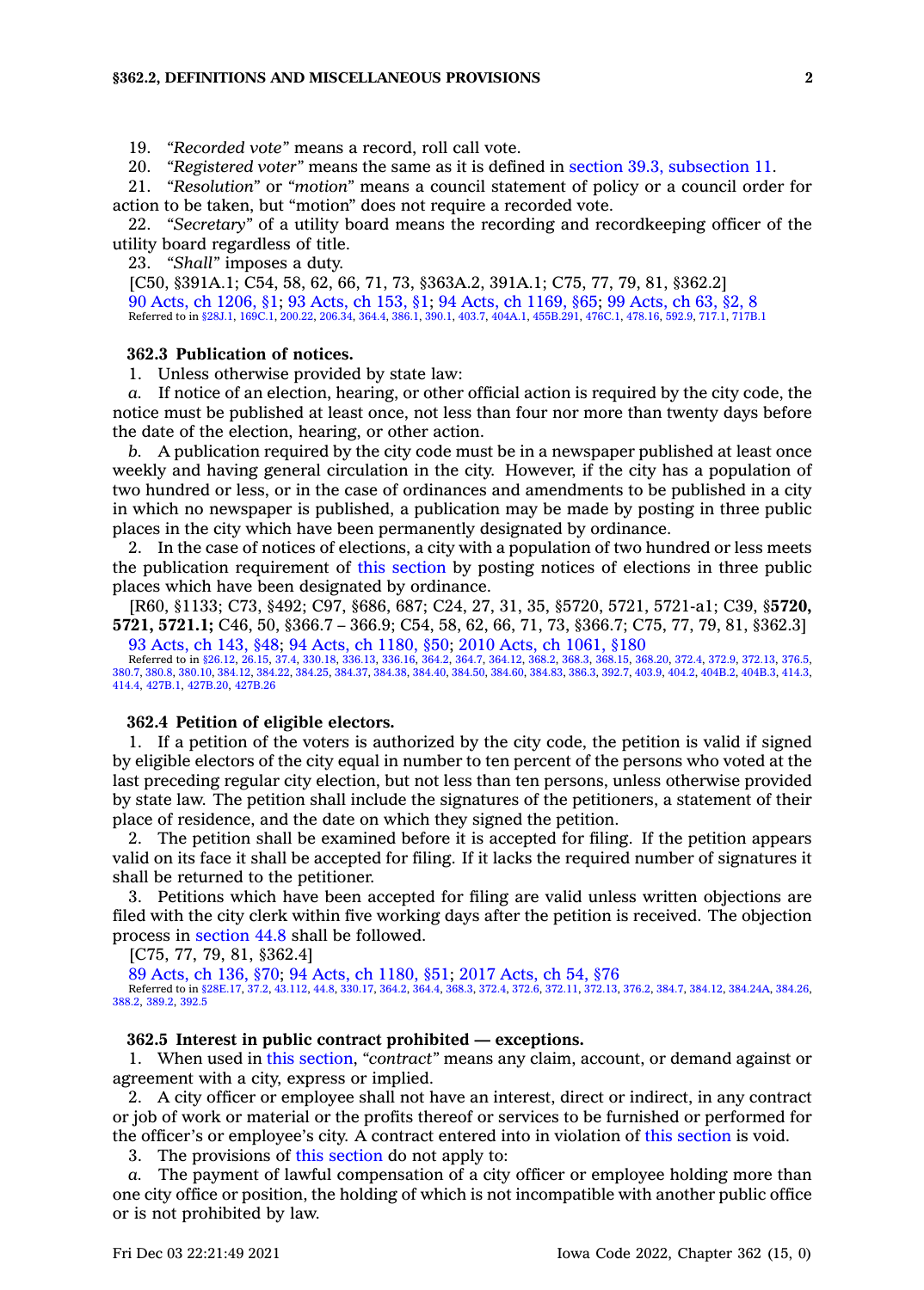19. *"Recorded vote"* means a record, roll call vote.

20. *"Registered voter"* means the same as it is defined in section 39.3, subsection 11.

21. *"Resolution"* or *"motion"* means a council statement of policy or a council order for action to be taken, but "motion" does not require a recorded vote.

22. *"Secretary"* of a utility board means the recording and recordkeeping officer of the utility board regardless of title.

23. *"Shall"* imposes a duty.

[C50, §391A.1; C54, 58, 62, 66, 71, 73, §363A.2, 391A.1; C75, 77, 79, 81, §362.2]

90 Acts, ch 1206, §1; 93 Acts, ch 153, §1; 94 Acts, ch 1169, §65; 99 Acts, ch 63, §2, 8

Referred to in §28J.1, 169C.1, 200.22, 206.34, 364.4, 386.1, 390.1, 403.7, 404A.1, 455B.291, 476C.1, 478.16, 592.9, 717.1, 717B.1

### 362.3 Publication of notices.

1. Unless otherwise provided by state law:

*a.* If notice of an election, hearing, or other official action is required by the city code, the notice must be published at least once, not less than four nor more than twenty days before the date of the election, hearing, or other action.

*b.* A publication required by the city code must be in a newspaper published at least once weekly and having general circulation in the city. However, if the city has a population of two hundred or less, or in the case of ordinances and amendments to be published in a city in which no newspaper is published, a publication may be made by posting in three public places in the city which have been permanently designated by ordinance.

2. In the case of notices of elections, a city with a population of two hundred or less meets the publication requirement of this section by posting notices of elections in three public places which have been designated by ordinance.

[R60, §1133; C73, §492; C97, §686, 687; C24, 27, 31, 35, §5720, 5721, 5721-a1; C39, §**5720, 5721, 5721.1;** C46, 50, §366.7 – 366.9; C54, 58, 62, 66, 71, 73, §366.7; C75, 77, 79, 81, §362.3]

93 Acts, ch 143, §48; 94 Acts, ch 1180, §50; 2010 Acts, ch 1061, §180

Referred to in §26.12, 26.15, 37.4, 330.18, 336.13, 336.16, 364.2, 364.7, 364.12, 368.2, 368.3, 368.15, 368.20, 372.4, 372.9, 372.13, 376.5, 380.7, 380.8, 380.10, 384.12, 384.22, 384.25, 384.37, 384.38, 384.40, 384.50, 384.60, 384.83, 386.3, 392.7, 403.9, 404.2, 404B.2, 404B.3, 414.3, 414.4, 427B.1, 427B.20, 427B.26

### 362.4 Petition of eligible electors.

1. If a petition of the voters is authorized by the city code, the petition is valid if signed by eligible electors of the city equal in number to ten percent of the persons who voted at the last preceding regular city election, but not less than ten persons, unless otherwise provided by state law. The petition shall include the signatures of the petitioners, a statement of their place of residence, and the date on which they signed the petition.

2. The petition shall be examined before it is accepted for filing. If the petition appears valid on its face it shall be accepted for filing. If it lacks the required number of signatures it shall be returned to the petitioner.

3. Petitions which have been accepted for filing are valid unless written objections are filed with the city clerk within five working days after the petition is received. The objection process in section 44.8 shall be followed.

[C75, 77, 79, 81, §362.4]

89 Acts, ch 136, §70; 94 Acts, ch 1180, §51; 2017 Acts, ch 54, §76

Referred to in §28E.17, 37.2, 43.112, 44.8, 330.17, 364.2, 364.4, 368.3, 372.4, 372.6, 372.11, 372.13, 376.2, 384.7, 384.12, 384.24A, 384.26, 388.2, 389.2, 392.5

### 362.5 Interest in public contract prohibited — exceptions.

1. When used in this section, *"contract"* means any claim, account, or demand against or agreement with a city, express or implied.

2. A city officer or employee shall not have an interest, direct or indirect, in any contract or job of work or material or the profits thereof or services to be furnished or performed for the officer's or employee's city. A contract entered into in violation of this section is void.

3. The provisions of this section do not apply to:

*a.* The payment of lawful compensation of a city officer or employee holding more than one city office or position, the holding of which is not incompatible with another public office or is not prohibited by law.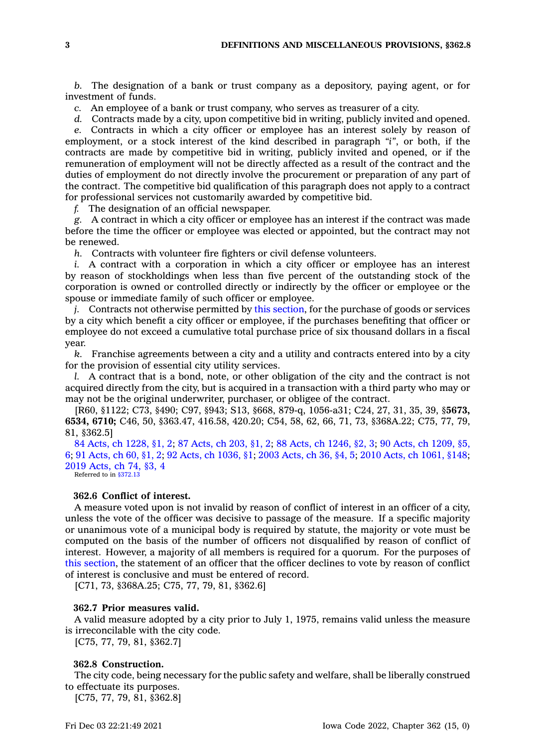*b.* The designation of a bank or trust company as a depository, paying agent, or for investment of funds.

*c.* An employee of a bank or trust company, who serves as treasurer of a city.

*d.* Contracts made by a city, upon competitive bid in writing, publicly invited and opened.

*e.* Contracts in which a city officer or employee has an interest solely by reason of employment, or a stock interest of the kind described in paragraph *"i"*, or both, if the contracts are made by competitive bid in writing, publicly invited and opened, or if the remuneration of employment will not be directly affected as a result of the contract and the duties of employment do not directly involve the procurement or preparation of any part of the contract. The competitive bid qualification of this paragraph does not apply to a contract for professional services not customarily awarded by competitive bid.

*f.* The designation of an official newspaper.

*g.* A contract in which a city officer or employee has an interest if the contract was made before the time the officer or employee was elected or appointed, but the contract may not be renewed.

*h.* Contracts with volunteer fire fighters or civil defense volunteers.

*i.* A contract with a corporation in which a city officer or employee has an interest by reason of stockholdings when less than five percent of the outstanding stock of the corporation is owned or controlled directly or indirectly by the officer or employee or the spouse or immediate family of such officer or employee.

*j.* Contracts not otherwise permitted by this section, for the purchase of goods or services by a city which benefit a city officer or employee, if the purchases benefiting that officer or employee do not exceed a cumulative total purchase price of six thousand dollars in a fiscal year.

*k.* Franchise agreements between a city and a utility and contracts entered into by a city for the provision of essential city utility services.

*l.* A contract that is a bond, note, or other obligation of the city and the contract is not acquired directly from the city, but is acquired in a transaction with a third party who may or may not be the original underwriter, purchaser, or obligee of the contract.

[R60, §1122; C73, §490; C97, §943; S13, §668, 879-q, 1056-a31; C24, 27, 31, 35, 39, §**5673, 6534, 6710;** C46, 50, §363.47, 416.58, 420.20; C54, 58, 62, 66, 71, 73, §368A.22; C75, 77, 79, 81, §362.5]

84 Acts, ch 1228, §1, 2; 87 Acts, ch 203, §1, 2; 88 Acts, ch 1246, §2, 3; 90 Acts, ch 1209, §5, 6; 91 Acts, ch 60, §1, 2; 92 Acts, ch 1036, §1; 2003 Acts, ch 36, §4, 5; 2010 Acts, ch 1061, §148; 2019 Acts, ch 74, §3, 4

Referred to in §372.13

**362.6 Conflict of interest.**

A measure voted upon is not invalid by reason of conflict of interest in an officer of a city, unless the vote of the officer was decisive to passage of the measure. If a specific majority or unanimous vote of a municipal body is required by statute, the majority or vote must be computed on the basis of the number of officers not disqualified by reason of conflict of interest. However, a majority of all members is required for a quorum. For the purposes of this section, the statement of an officer that the officer declines to vote by reason of conflict of interest is conclusive and must be entered of record.

[C71, 73, §368A.25; C75, 77, 79, 81, §362.6]

**362.7 Prior measures valid.**

A valid measure adopted by a city prior to July 1, 1975, remains valid unless the measure is irreconcilable with the city code.

[C75, 77, 79, 81, §362.7]

**362.8 Construction.**

The city code, being necessary for the public safety and welfare, shall be liberally construed to effectuate its purposes.

[C75, 77, 79, 81, §362.8]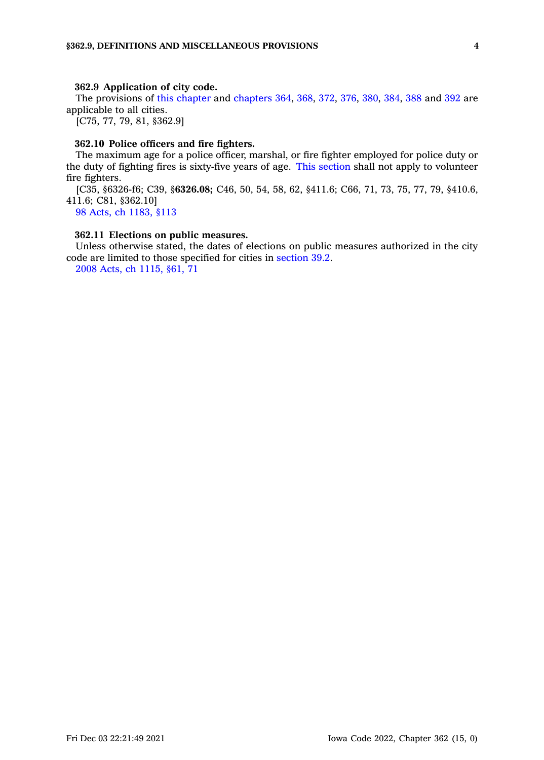**362.9 Application of city code.**

The provisions of this chapter and chapters 364, 368, 372, 376, 380, 384, 388 and 392 are applicable to all cities.

[C75, 77, 79, 81, §362.9]

**362.10 Police officers and fire fighters.**

The maximum age for a police officer, marshal, or fire fighter employed for police duty or the duty of fighting fires is sixty-five years of age. This section shall not apply to volunteer fire fighters.

[C35, §6326-f6; C39, §**6326.08;** C46, 50, 54, 58, 62, §411.6; C66, 71, 73, 75, 77, 79, §410.6, 411.6; C81, §362.10]

98 Acts, ch 1183, §113

**362.11 Elections on public measures.**

Unless otherwise stated, the dates of elections on public measures authorized in the city code are limited to those specified for cities in section 39.2.

2008 Acts, ch 1115, §61, 71